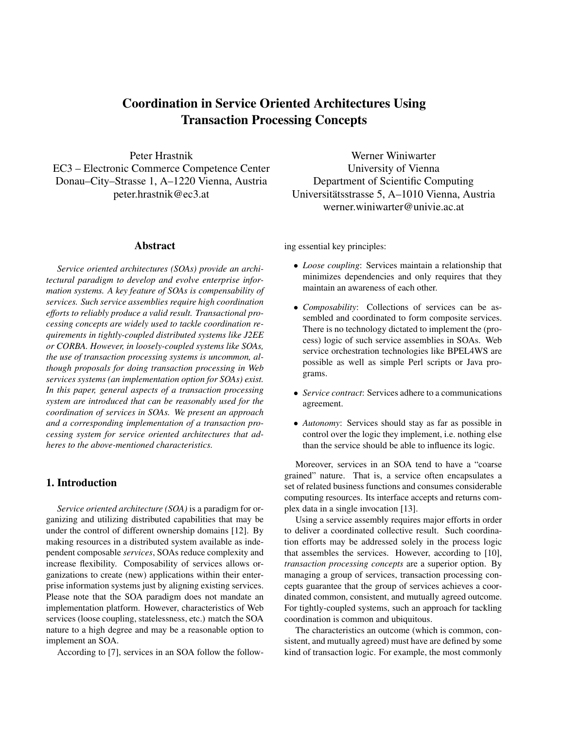# Coordination in Service Oriented Architectures Using Transaction Processing Concepts

Peter Hrastnik
EC3 – Electronic Commerce Competence Center
Donau–City–Strasse 1, A–1220 Vienna, Austria
peter.hrastnik@ec3.at

Werner Winiwarter
University of Vienna
Department of Scientific Computing
Universitätsstrasse 5, A–1010 Vienna, Austria
werner.winiwarter@univie.ac.at

## Abstract

*Service oriented architectures (SOAs) provide an architectural paradigm to develop and evolve enterprise information systems. A key feature of SOAs is compensability of services. Such service assemblies require high coordination efforts to reliably produce a valid result. Transactional processing concepts are widely used to tackle coordination requirements in tightly-coupled distributed systems like J2EE or CORBA. However, in loosely-coupled systems like SOAs, the use of transaction processing systems is uncommon, although proposals for doing transaction processing in Web services systems (an implementation option for SOAs) exist. In this paper, general aspects of a transaction processing system are introduced that can be reasonably used for the coordination of services in SOAs. We present an approach and a corresponding implementation of a transaction processing system for service oriented architectures that adheres to the above-mentioned characteristics.*

## 1. Introduction

*Service oriented architecture (SOA)* is a paradigm for organizing and utilizing distributed capabilities that may be under the control of different ownership domains [12]. By making resources in a distributed system available as independent composable *services*, SOAs reduce complexity and increase flexibility. Composability of services allows organizations to create (new) applications within their enterprise information systems just by aligning existing services. Please note that the SOA paradigm does not mandate an implementation platform. However, characteristics of Web services (loose coupling, statelessness, etc.) match the SOA nature to a high degree and may be a reasonable option to implement an SOA.

According to [7], services in an SOA follow the following essential key principles:

- *Loose coupling*: Services maintain a relationship that minimizes dependencies and only requires that they maintain an awareness of each other.
- *Composability*: Collections of services can be assembled and coordinated to form composite services. There is no technology dictated to implement the (process) logic of such service assemblies in SOAs. Web service orchestration technologies like BPEL4WS are possible as well as simple Perl scripts or Java programs.
- *Service contract*: Services adhere to a communications agreement.
- *Autonomy*: Services should stay as far as possible in control over the logic they implement, i.e. nothing else than the service should be able to influence its logic.

Moreover, services in an SOA tend to have a "coarse grained" nature. That is, a service often encapsulates a set of related business functions and consumes considerable computing resources. Its interface accepts and returns complex data in a single invocation [13].

Using a service assembly requires major efforts in order to deliver a coordinated collective result. Such coordination efforts may be addressed solely in the process logic that assembles the services. However, according to [10], *transaction processing concepts* are a superior option. By managing a group of services, transaction processing concepts guarantee that the group of services achieves a coordinated common, consistent, and mutually agreed outcome. For tightly-coupled systems, such an approach for tackling coordination is common and ubiquitous.

The characteristics an outcome (which is common, consistent, and mutually agreed) must have are defined by some kind of transaction logic. For example, the most commonly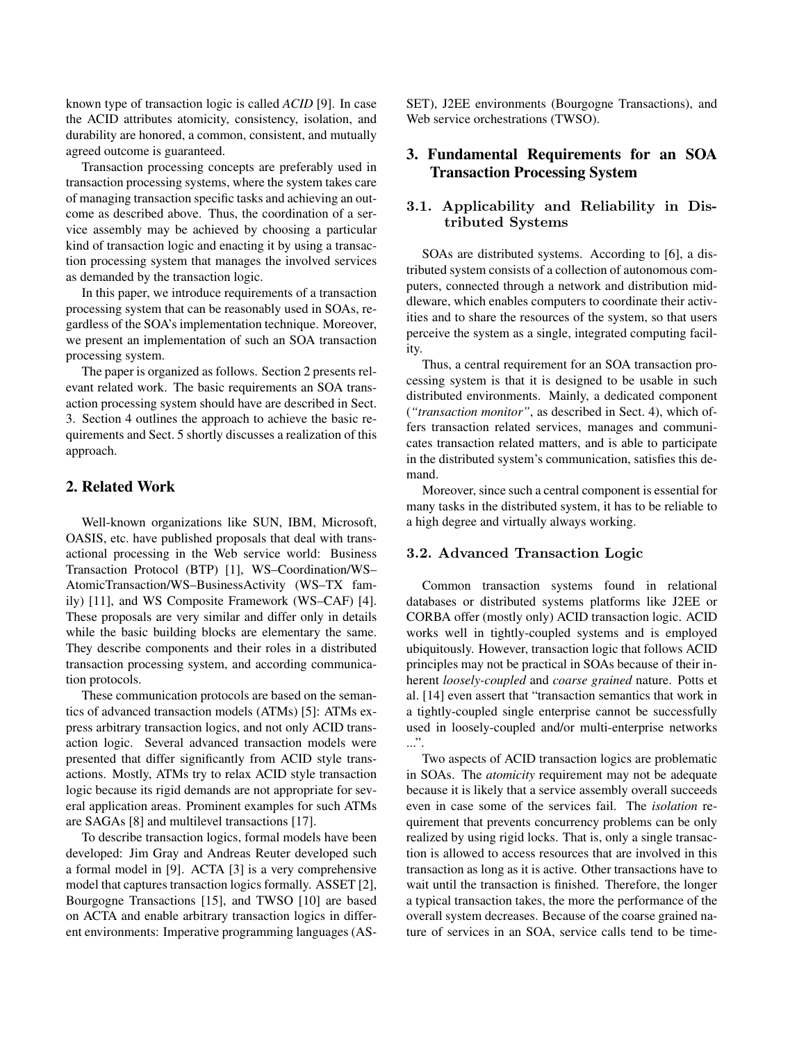known type of transaction logic is called *ACID* [9]. In case the ACID attributes atomicity, consistency, isolation, and durability are honored, a common, consistent, and mutually agreed outcome is guaranteed.

Transaction processing concepts are preferably used in transaction processing systems, where the system takes care of managing transaction specific tasks and achieving an outcome as described above. Thus, the coordination of a service assembly may be achieved by choosing a particular kind of transaction logic and enacting it by using a transaction processing system that manages the involved services as demanded by the transaction logic.

In this paper, we introduce requirements of a transaction processing system that can be reasonably used in SOAs, regardless of the SOA's implementation technique. Moreover, we present an implementation of such an SOA transaction processing system.

The paper is organized as follows. Section 2 presents relevant related work. The basic requirements an SOA transaction processing system should have are described in Sect. 3. Section 4 outlines the approach to achieve the basic requirements and Sect. 5 shortly discusses a realization of this approach.

## 2. Related Work

Well-known organizations like SUN, IBM, Microsoft, OASIS, etc. have published proposals that deal with transactional processing in the Web service world: Business Transaction Protocol (BTP) [1], WS–Coordination/WS–AtomicTransaction/WS–BusinessActivity (WS–TX family) [11], and WS Composite Framework (WS–CAF) [4]. These proposals are very similar and differ only in details while the basic building blocks are elementary the same. They describe components and their roles in a distributed transaction processing system, and according communication protocols.

These communication protocols are based on the semantics of advanced transaction models (ATMs) [5]: ATMs express arbitrary transaction logics, and not only ACID transaction logic. Several advanced transaction models were presented that differ significantly from ACID style transactions. Mostly, ATMs try to relax ACID style transaction logic because its rigid demands are not appropriate for several application areas. Prominent examples for such ATMs are SAGAs [8] and multilevel transactions [17].

To describe transaction logics, formal models have been developed: Jim Gray and Andreas Reuter developed such a formal model in [9]. ACTA [3] is a very comprehensive model that captures transaction logics formally. ASSET [2], Bourgogne Transactions [15], and TWSO [10] are based on ACTA and enable arbitrary transaction logics in different environments: Imperative programming languages (ASSET), J2EE environments (Bourgogne Transactions), and Web service orchestrations (TWSO).

## 3. Fundamental Requirements for an SOA Transaction Processing System

### 3.1. Applicability and Reliability in Distributed Systems

SOAs are distributed systems. According to [6], a distributed system consists of a collection of autonomous computers, connected through a network and distribution middleware, which enables computers to coordinate their activities and to share the resources of the system, so that users perceive the system as a single, integrated computing facility.

Thus, a central requirement for an SOA transaction processing system is that it is designed to be usable in such distributed environments. Mainly, a dedicated component (*"transaction monitor"*, as described in Sect. 4), which offers transaction related services, manages and communicates transaction related matters, and is able to participate in the distributed system's communication, satisfies this demand.

Moreover, since such a central component is essential for many tasks in the distributed system, it has to be reliable to a high degree and virtually always working.

### 3.2. Advanced Transaction Logic

Common transaction systems found in relational databases or distributed systems platforms like J2EE or CORBA offer (mostly only) ACID transaction logic. ACID works well in tightly-coupled systems and is employed ubiquitously. However, transaction logic that follows ACID principles may not be practical in SOAs because of their inherent *loosely-coupled* and *coarse grained* nature. Potts et al. [14] even assert that "transaction semantics that work in a tightly-coupled single enterprise cannot be successfully used in loosely-coupled and/or multi-enterprise networks ...".

Two aspects of ACID transaction logics are problematic in SOAs. The *atomicity* requirement may not be adequate because it is likely that a service assembly overall succeeds even in case some of the services fail. The *isolation* requirement that prevents concurrency problems can be only realized by using rigid locks. That is, only a single transaction is allowed to access resources that are involved in this transaction as long as it is active. Other transactions have to wait until the transaction is finished. Therefore, the longer a typical transaction takes, the more the performance of the overall system decreases. Because of the coarse grained nature of services in an SOA, service calls tend to be time-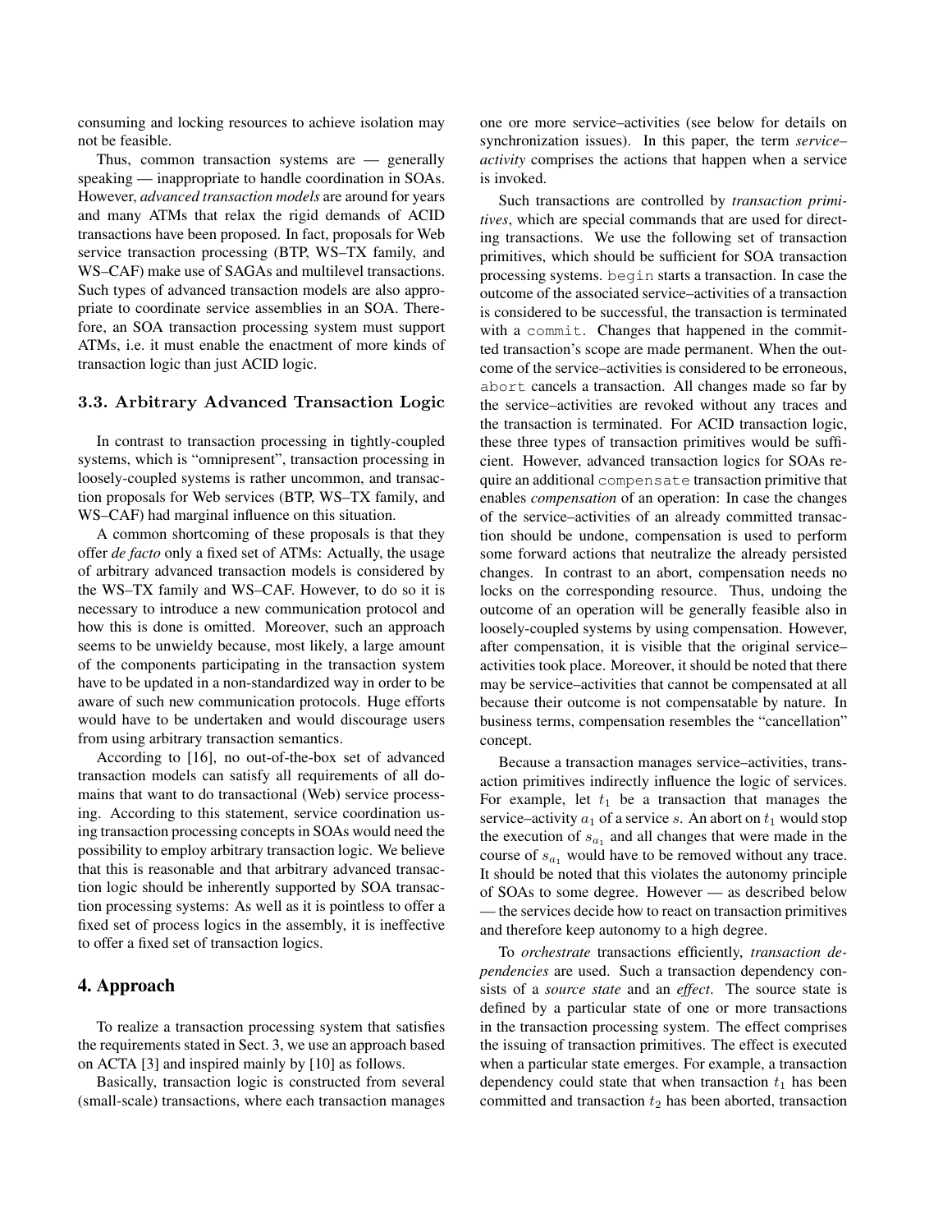consuming and locking resources to achieve isolation may not be feasible.

Thus, common transaction systems are — generally speaking — inappropriate to handle coordination in SOAs. However, *advanced transaction models* are around for years and many ATMs that relax the rigid demands of ACID transactions have been proposed. In fact, proposals for Web service transaction processing (BTP, WS–TX family, and WS–CAF) make use of SAGAs and multilevel transactions. Such types of advanced transaction models are also appropriate to coordinate service assemblies in an SOA. Therefore, an SOA transaction processing system must support ATMs, i.e. it must enable the enactment of more kinds of transaction logic than just ACID logic.

### 3.3. Arbitrary Advanced Transaction Logic

In contrast to transaction processing in tightly-coupled systems, which is "omnipresent", transaction processing in loosely-coupled systems is rather uncommon, and transaction proposals for Web services (BTP, WS–TX family, and WS–CAF) had marginal influence on this situation.

A common shortcoming of these proposals is that they offer *de facto* only a fixed set of ATMs: Actually, the usage of arbitrary advanced transaction models is considered by the WS–TX family and WS–CAF. However, to do so it is necessary to introduce a new communication protocol and how this is done is omitted. Moreover, such an approach seems to be unwieldy because, most likely, a large amount of the components participating in the transaction system have to be updated in a non-standardized way in order to be aware of such new communication protocols. Huge efforts would have to be undertaken and would discourage users from using arbitrary transaction semantics.

According to [16], no out-of-the-box set of advanced transaction models can satisfy all requirements of all domains that want to do transactional (Web) service processing. According to this statement, service coordination using transaction processing concepts in SOAs would need the possibility to employ arbitrary transaction logic. We believe that this is reasonable and that arbitrary advanced transaction logic should be inherently supported by SOA transaction processing systems: As well as it is pointless to offer a fixed set of process logics in the assembly, it is ineffective to offer a fixed set of transaction logics.

## 4. Approach

To realize a transaction processing system that satisfies the requirements stated in Sect. 3, we use an approach based on ACTA [3] and inspired mainly by [10] as follows.

Basically, transaction logic is constructed from several (small-scale) transactions, where each transaction manages one ore more service–activities (see below for details on synchronization issues). In this paper, the term *service–activity* comprises the actions that happen when a service is invoked.

Such transactions are controlled by *transaction primitives*, which are special commands that are used for directing transactions. We use the following set of transaction primitives, which should be sufficient for SOA transaction processing systems. `begin` starts a transaction. In case the outcome of the associated service–activities of a transaction is considered to be successful, the transaction is terminated with a `commit`. Changes that happened in the committed transaction's scope are made permanent. When the outcome of the service–activities is considered to be erroneous, `abort` cancels a transaction. All changes made so far by the service–activities are revoked without any traces and the transaction is terminated. For ACID transaction logic, these three types of transaction primitives would be sufficient. However, advanced transaction logics for SOAs require an additional `compensate` transaction primitive that enables *compensation* of an operation: In case the changes of the service–activities of an already committed transaction should be undone, compensation is used to perform some forward actions that neutralize the already persisted changes. In contrast to an abort, compensation needs no locks on the corresponding resource. Thus, undoing the outcome of an operation will be generally feasible also in loosely-coupled systems by using compensation. However, after compensation, it is visible that the original service–activities took place. Moreover, it should be noted that there may be service–activities that cannot be compensated at all because their outcome is not compensatable by nature. In business terms, compensation resembles the "cancellation" concept.

Because a transaction manages service–activities, transaction primitives indirectly influence the logic of services. For example, let $t_1$ be a transaction that manages the service–activity $a_1$ of a service $s$. An abort on $t_1$ would stop the execution of $s_{a_1}$ and all changes that were made in the course of $s_{a_1}$ would have to be removed without any trace. It should be noted that this violates the autonomy principle of SOAs to some degree. However — as described below — the services decide how to react on transaction primitives and therefore keep autonomy to a high degree.

To *orchestrate* transactions efficiently, *transaction dependencies* are used. Such a transaction dependency consists of a *source state* and an *effect*. The source state is defined by a particular state of one or more transactions in the transaction processing system. The effect comprises the issuing of transaction primitives. The effect is executed when a particular state emerges. For example, a transaction dependency could state that when transaction $t_1$ has been committed and transaction $t_2$ has been aborted, transaction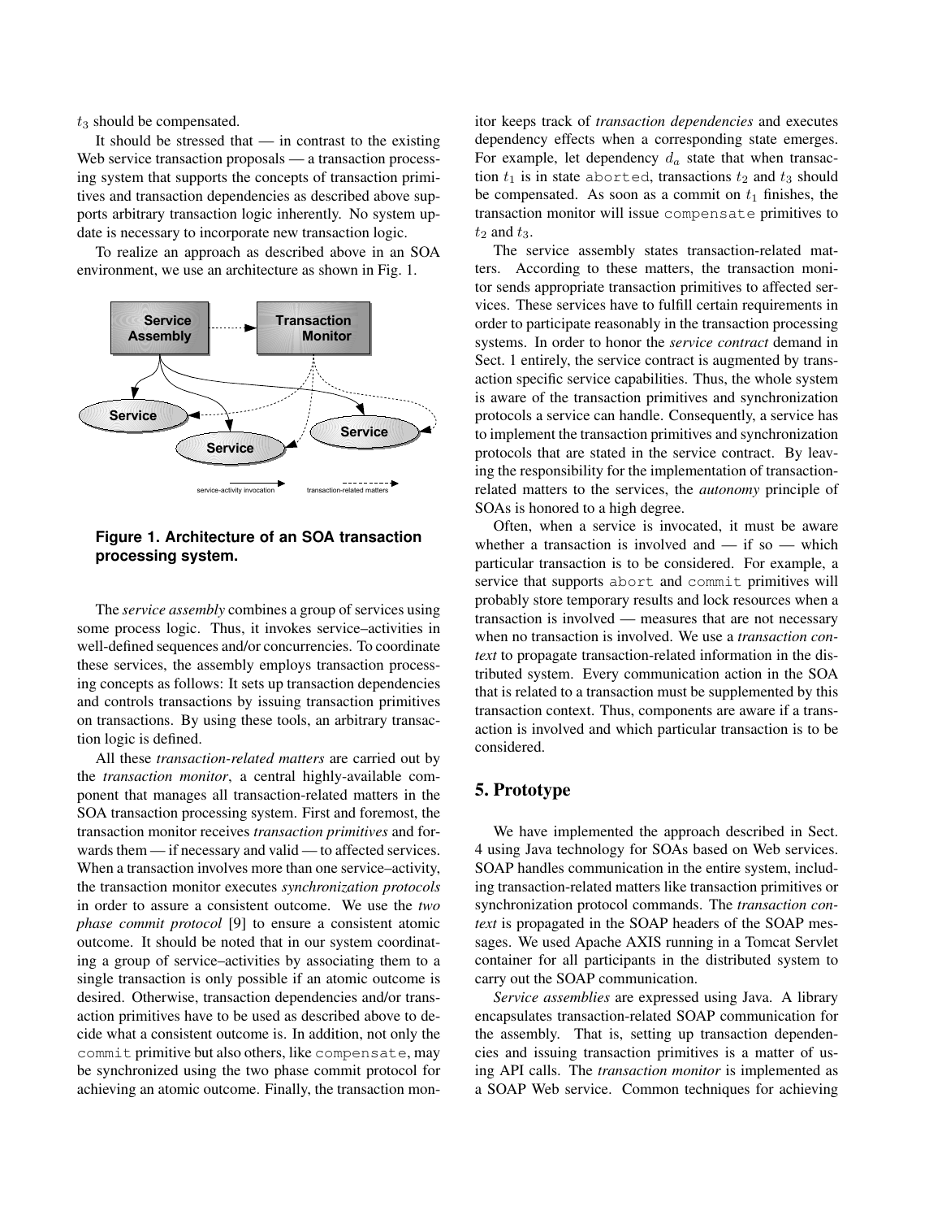$t_3$ should be compensated.

It should be stressed that — in contrast to the existing Web service transaction proposals — a transaction processing system that supports the concepts of transaction primitives and transaction dependencies as described above supports arbitrary transaction logic inherently. No system update is necessary to incorporate new transaction logic.

To realize an approach as described above in an SOA environment, we use an architecture as shown in Fig. 1.

**Figure 1. Architecture of an SOA transaction processing system.**

The *service assembly* combines a group of services using some process logic. Thus, it invokes service–activities in well-defined sequences and/or concurrencies. To coordinate these services, the assembly employs transaction processing concepts as follows: It sets up transaction dependencies and controls transactions by issuing transaction primitives on transactions. By using these tools, an arbitrary transaction logic is defined.

All these *transaction-related matters* are carried out by the *transaction monitor*, a central highly-available component that manages all transaction-related matters in the SOA transaction processing system. First and foremost, the transaction monitor receives *transaction primitives* and forwards them — if necessary and valid — to affected services. When a transaction involves more than one service–activity, the transaction monitor executes *synchronization protocols* in order to assure a consistent outcome. We use the *two phase commit protocol* [9] to ensure a consistent atomic outcome. It should be noted that in our system coordinating a group of service–activities by associating them to a single transaction is only possible if an atomic outcome is desired. Otherwise, transaction dependencies and/or transaction primitives have to be used as described above to decide what a consistent outcome is. In addition, not only the `commit` primitive but also others, like `compensate`, may be synchronized using the two phase commit protocol for achieving an atomic outcome. Finally, the transaction monitor keeps track of *transaction dependencies* and executes dependency effects when a corresponding state emerges. For example, let dependency $d_a$ state that when transaction $t_1$ is in state `aborted`, transactions $t_2$ and $t_3$ should be compensated. As soon as a commit on $t_1$ finishes, the transaction monitor will issue `compensate` primitives to $t_2$ and $t_3$.

The service assembly states transaction-related matters. According to these matters, the transaction monitor sends appropriate transaction primitives to affected services. These services have to fulfill certain requirements in order to participate reasonably in the transaction processing systems. In order to honor the *service contract* demand in Sect. 1 entirely, the service contract is augmented by transaction specific service capabilities. Thus, the whole system is aware of the transaction primitives and synchronization protocols a service can handle. Consequently, a service has to implement the transaction primitives and synchronization protocols that are stated in the service contract. By leaving the responsibility for the implementation of transaction-related matters to the services, the *autonomy* principle of SOAs is honored to a high degree.

Often, when a service is invocated, it must be aware whether a transaction is involved and — if so — which particular transaction is to be considered. For example, a service that supports `abort` and `commit` primitives will probably store temporary results and lock resources when a transaction is involved — measures that are not necessary when no transaction is involved. We use a *transaction context* to propagate transaction-related information in the distributed system. Every communication action in the SOA that is related to a transaction must be supplemented by this transaction context. Thus, components are aware if a transaction is involved and which particular transaction is to be considered.

## 5. Prototype

We have implemented the approach described in Sect. 4 using Java technology for SOAs based on Web services. SOAP handles communication in the entire system, including transaction-related matters like transaction primitives or synchronization protocol commands. The *transaction context* is propagated in the SOAP headers of the SOAP messages. We used Apache AXIS running in a Tomcat Servlet container for all participants in the distributed system to carry out the SOAP communication.

*Service assemblies* are expressed using Java. A library encapsulates transaction-related SOAP communication for the assembly. That is, setting up transaction dependencies and issuing transaction primitives is a matter of using API calls. The *transaction monitor* is implemented as a SOAP Web service. Common techniques for achieving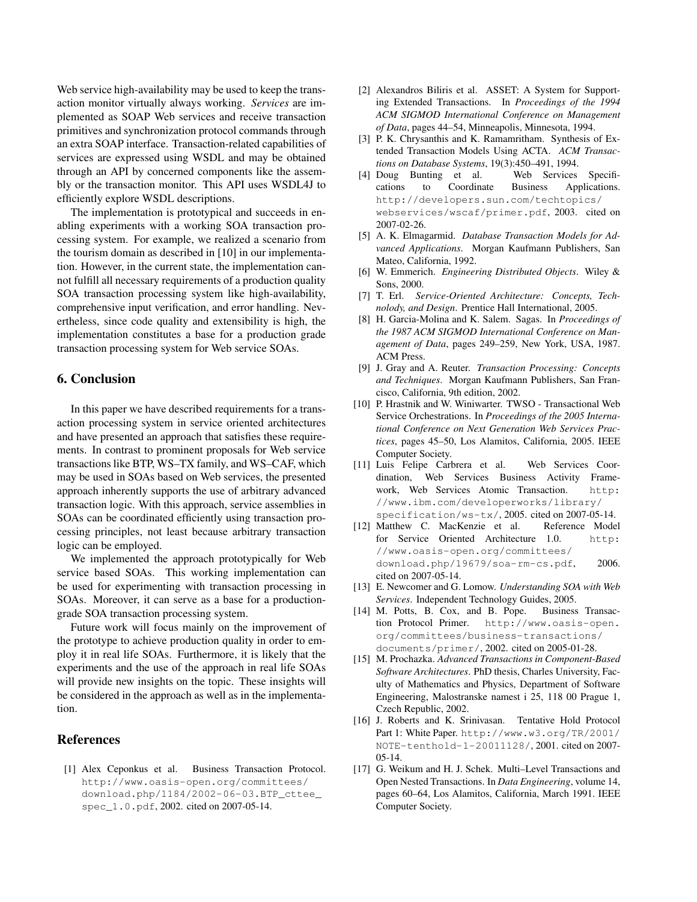Web service high-availability may be used to keep the transaction monitor virtually always working. *Services* are implemented as SOAP Web services and receive transaction primitives and synchronization protocol commands through an extra SOAP interface. Transaction-related capabilities of services are expressed using WSDL and may be obtained through an API by concerned components like the assembly or the transaction monitor. This API uses WSDL4J to efficiently explore WSDL descriptions.

The implementation is prototypical and succeeds in enabling experiments with a working SOA transaction processing system. For example, we realized a scenario from the tourism domain as described in [10] in our implementation. However, in the current state, the implementation cannot fulfill all necessary requirements of a production quality SOA transaction processing system like high-availability, comprehensive input verification, and error handling. Nevertheless, since code quality and extensibility is high, the implementation constitutes a base for a production grade transaction processing system for Web service SOAs.

## 6. Conclusion

In this paper we have described requirements for a transaction processing system in service oriented architectures and have presented an approach that satisfies these requirements. In contrast to prominent proposals for Web service transactions like BTP, WS–TX family, and WS–CAF, which may be used in SOAs based on Web services, the presented approach inherently supports the use of arbitrary advanced transaction logic. With this approach, service assemblies in SOAs can be coordinated efficiently using transaction processing principles, not least because arbitrary transaction logic can be employed.

We implemented the approach prototypically for Web service based SOAs. This working implementation can be used for experimenting with transaction processing in SOAs. Moreover, it can serve as a base for a production-grade SOA transaction processing system.

Future work will focus mainly on the improvement of the prototype to achieve production quality in order to employ it in real life SOAs. Furthermore, it is likely that the experiments and the use of the approach in real life SOAs will provide new insights on the topic. These insights will be considered in the approach as well as in the implementation.

## References

[1] Alex Ceponkus et al. Business Transaction Protocol. http://www.oasis-open.org/committees/download.php/1184/2002-06-03.BTP_cttee_spec_1.0.pdf, 2002. cited on 2007-05-14.

[2] Alexandros Biliris et al. ASSET: A System for Supporting Extended Transactions. In *Proceedings of the 1994 ACM SIGMOD International Conference on Management of Data*, pages 44–54, Minneapolis, Minnesota, 1994.

[3] P. K. Chrysanthis and K. Ramamritham. Synthesis of Extended Transaction Models Using ACTA. *ACM Transactions on Database Systems*, 19(3):450–491, 1994.

[4] Doug Bunting et al. Web Services Specifications to Coordinate Business Applications. http://developers.sun.com/techtopics/webservices/wscaf/primer.pdf, 2003. cited on 2007-02-26.

[5] A. K. Elmagarmid. *Database Transaction Models for Advanced Applications*. Morgan Kaufmann Publishers, San Mateo, California, 1992.

[6] W. Emmerich. *Engineering Distributed Objects*. Wiley & Sons, 2000.

[7] T. Erl. *Service-Oriented Architecture: Concepts, Technolody, and Design*. Prentice Hall International, 2005.

[8] H. Garcia-Molina and K. Salem. Sagas. In *Proceedings of the 1987 ACM SIGMOD International Conference on Management of Data*, pages 249–259, New York, USA, 1987. ACM Press.

[9] J. Gray and A. Reuter. *Transaction Processing: Concepts and Techniques*. Morgan Kaufmann Publishers, San Francisco, California, 9th edition, 2002.

[10] P. Hrastnik and W. Winiwarter. TWSO - Transactional Web Service Orchestrations. In *Proceedings of the 2005 International Conference on Next Generation Web Services Practices*, pages 45–50, Los Alamitos, California, 2005. IEEE Computer Society.

[11] Luis Felipe Carbrera et al. Web Services Coordination, Web Services Business Activity Framework, Web Services Atomic Transaction. http://www.ibm.com/developerworks/library/specification/ws-tx/, 2005. cited on 2007-05-14.

[12] Matthew C. MacKenzie et al. Reference Model for Service Oriented Architecture 1.0. http://www.oasis-open.org/committees/download.php/19679/soa-rm-cs.pdf, 2006. cited on 2007-05-14.

[13] E. Newcomer and G. Lomow. *Understanding SOA with Web Services*. Independent Technology Guides, 2005.

[14] M. Potts, B. Cox, and B. Pope. Business Transaction Protocol Primer. http://www.oasis-open.org/committees/business-transactions/documents/primer/, 2002. cited on 2005-01-28.

[15] M. Prochazka. *Advanced Transactions in Component-Based Software Architectures*. PhD thesis, Charles University, Faculty of Mathematics and Physics, Department of Software Engineering, Malostranske namest i 25, 118 00 Prague 1, Czech Republic, 2002.

[16] J. Roberts and K. Srinivasan. Tentative Hold Protocol Part 1: White Paper. http://www.w3.org/TR/2001/NOTE-tenthold-1-20011128/, 2001. cited on 2007-05-14.

[17] G. Weikum and H. J. Schek. Multi–Level Transactions and Open Nested Transactions. In *Data Engineering*, volume 14, pages 60–64, Los Alamitos, California, March 1991. IEEE Computer Society.